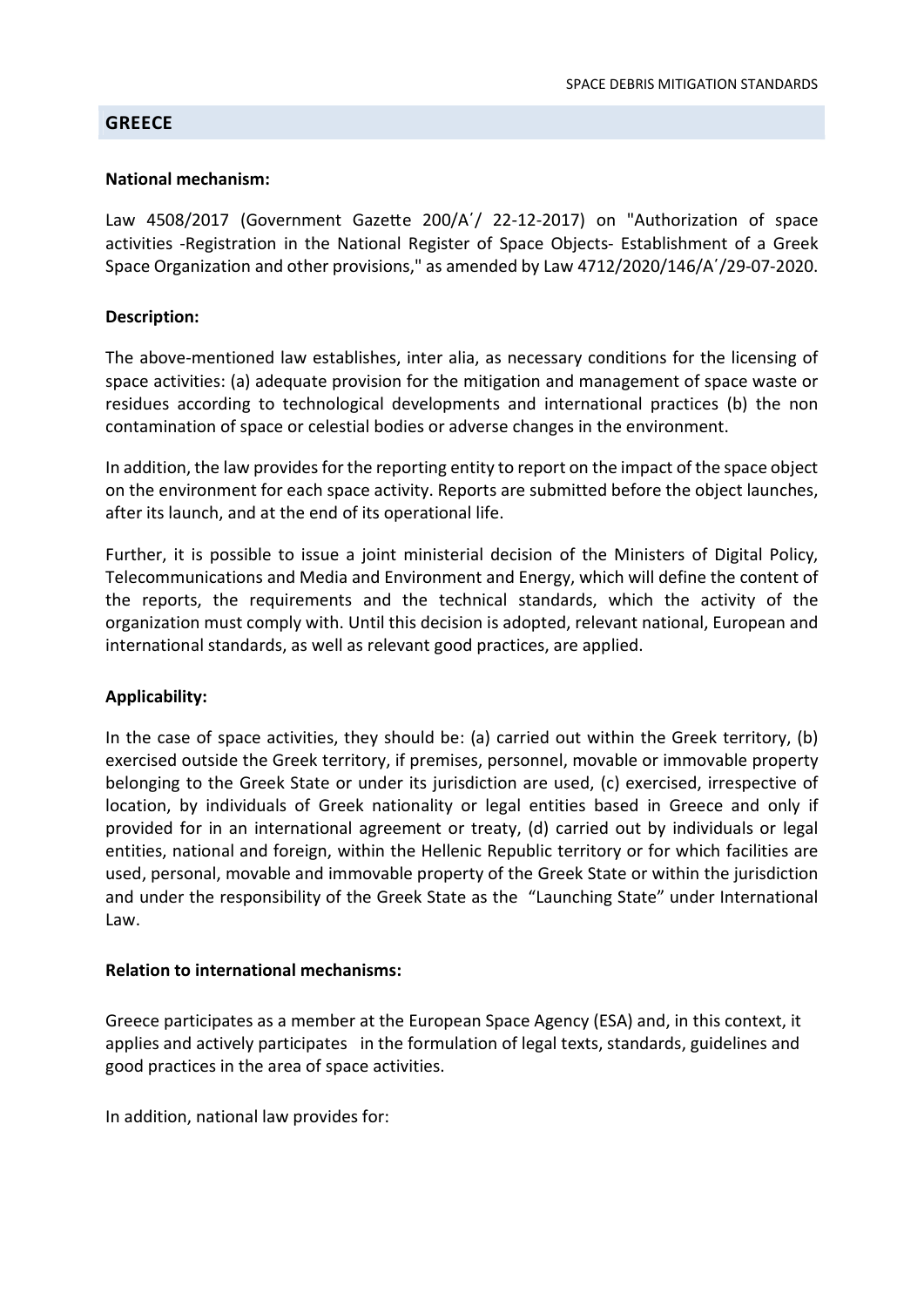## GREECE

**National mechanism:**

Law 4508/2017 (Government Gazette 200/Α΄/ 22-12-2017) on "Authorization of space activities -Registration in the National Register of Space Objects- Establishment of a Greek Space Organization and other provisions," as amended by Law 4712/2020/146/Α΄/29-07-2020.

**Description:**

The above-mentioned law establishes, inter alia, as necessary conditions for the licensing of space activities: (a) adequate provision for the mitigation and management of space waste or residues according to technological developments and international practices (b) the non contamination of space or celestial bodies or adverse changes in the environment.

In addition, the law provides for the reporting entity to report on the impact of the space object on the environment for each space activity. Reports are submitted before the object launches, after its launch, and at the end of its operational life.

Further, it is possible to issue a joint ministerial decision of the Ministers of Digital Policy, Telecommunications and Media and Environment and Energy, which will define the content of the reports, the requirements and the technical standards, which the activity of the organization must comply with. Until this decision is adopted, relevant national, European and international standards, as well as relevant good practices, are applied.

**Applicability:**

In the case of space activities, they should be: (a) carried out within the Greek territory, (b) exercised outside the Greek territory, if premises, personnel, movable or immovable property belonging to the Greek State or under its jurisdiction are used, (c) exercised, irrespective of location, by individuals of Greek nationality or legal entities based in Greece and only if provided for in an international agreement or treaty, (d) carried out by individuals or legal entities, national and foreign, within the Hellenic Republic territory or for which facilities are used, personal, movable and immovable property of the Greek State or within the jurisdiction and under the responsibility of the Greek State as the "Launching State" under International Law.

**Relation to international mechanisms:**

Greece participates as a member at the European Space Agency (ESA) and, in this context, it applies and actively participates in the formulation of legal texts, standards, guidelines and good practices in the area of space activities.

In addition, national law provides for: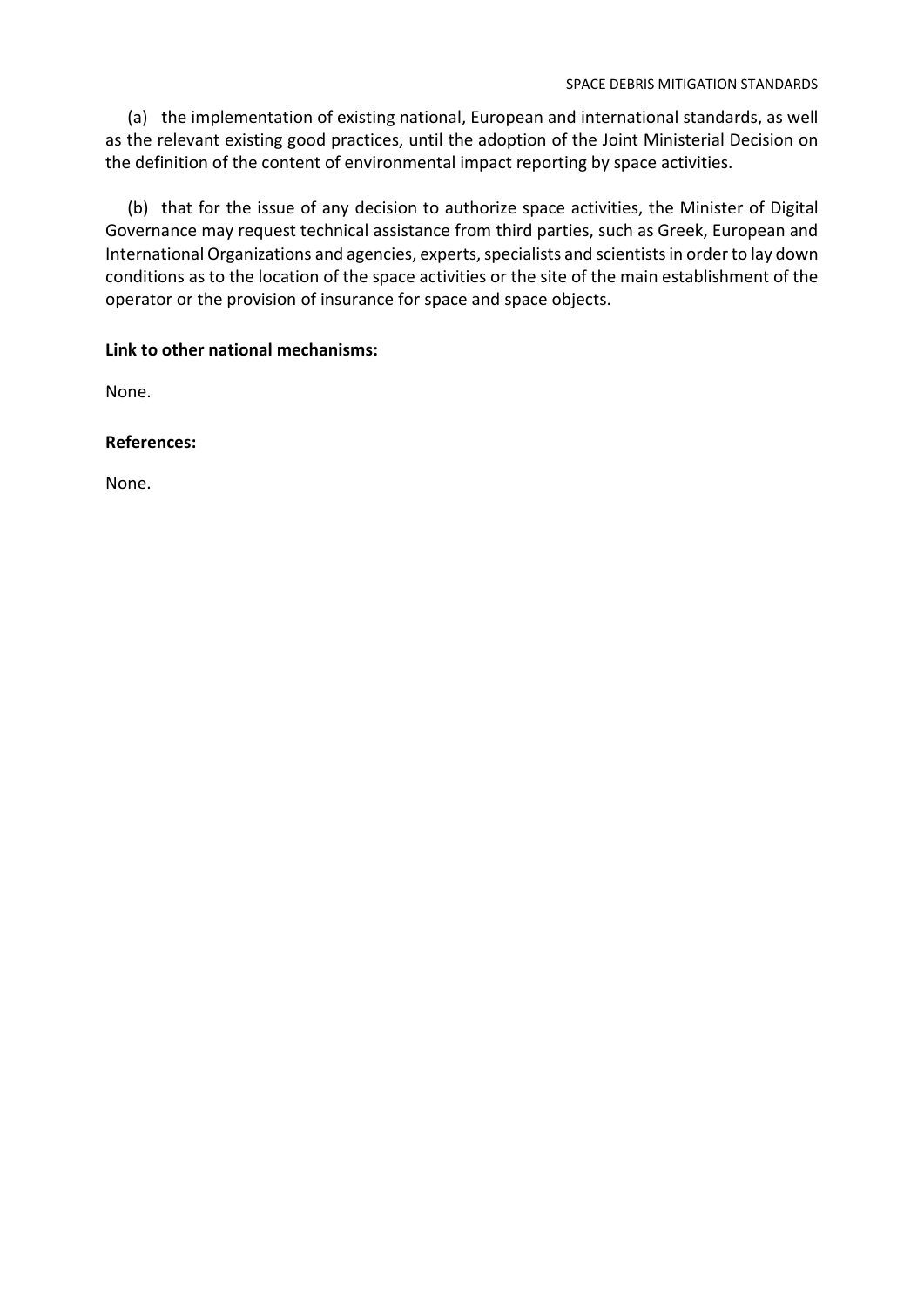(a) the implementation of existing national, European and international standards, as well as the relevant existing good practices, until the adoption of the Joint Ministerial Decision on the definition of the content of environmental impact reporting by space activities.

(b) that for the issue of any decision to authorize space activities, the Minister of Digital Governance may request technical assistance from third parties, such as Greek, European and International Organizations and agencies, experts, specialists and scientists in order to lay down conditions as to the location of the space activities or the site of the main establishment of the operator or the provision of insurance for space and space objects.

**Link to other national mechanisms:**

None.

**References:**

None.